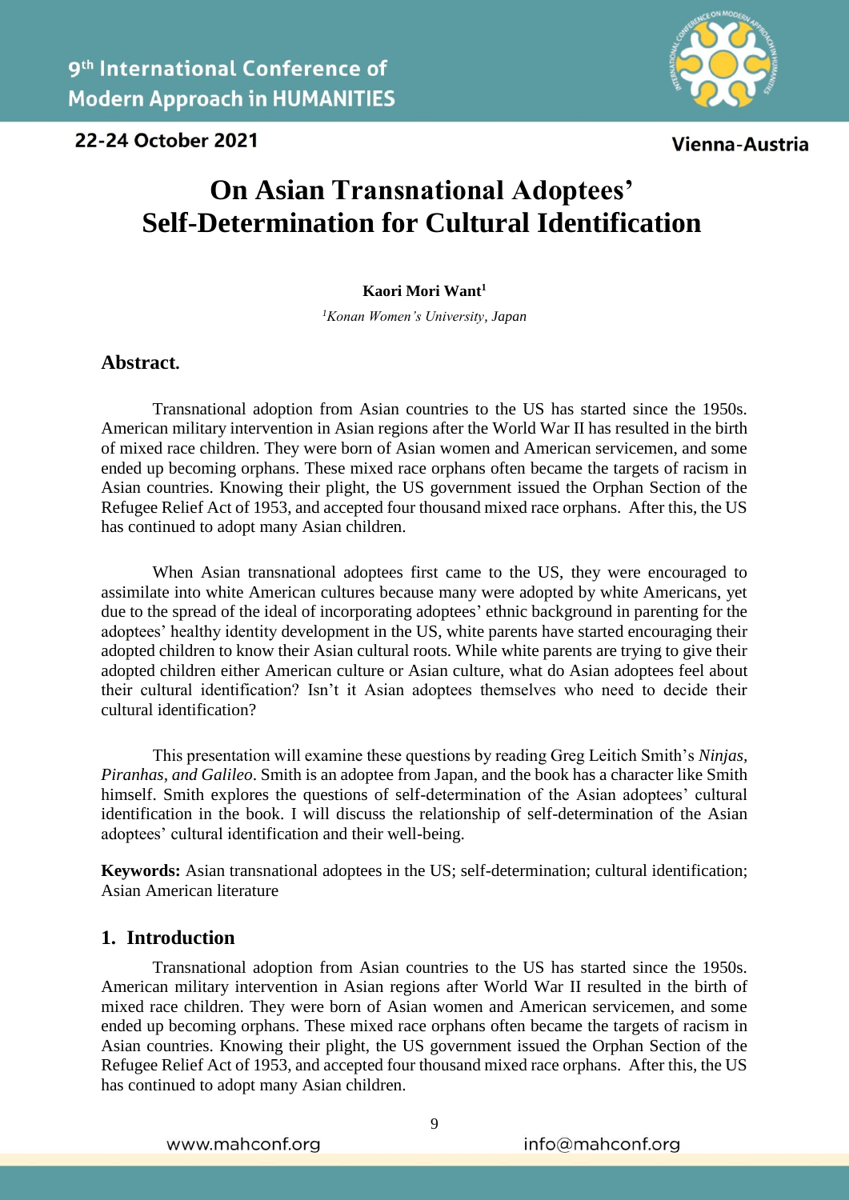# On Asian Transnational Adoptees' Self-Determination for Cultural Identification

**Kaori Mori Want[1]**

*[1]Konan Women's University, Japan*

## Abstract.

Transnational adoption from Asian countries to the US has started since the 1950s. American military intervention in Asian regions after the World War II has resulted in the birth of mixed race children. They were born of Asian women and American servicemen, and some ended up becoming orphans. These mixed race orphans often became the targets of racism in Asian countries. Knowing their plight, the US government issued the Orphan Section of the Refugee Relief Act of 1953, and accepted four thousand mixed race orphans. After this, the US has continued to adopt many Asian children.

When Asian transnational adoptees first came to the US, they were encouraged to assimilate into white American cultures because many were adopted by white Americans, yet due to the spread of the ideal of incorporating adoptees' ethnic background in parenting for the adoptees' healthy identity development in the US, white parents have started encouraging their adopted children to know their Asian cultural roots. While white parents are trying to give their adopted children either American culture or Asian culture, what do Asian adoptees feel about their cultural identification? Isn't it Asian adoptees themselves who need to decide their cultural identification?

This presentation will examine these questions by reading Greg Leitich Smith's *Ninjas, Piranhas, and Galileo*. Smith is an adoptee from Japan, and the book has a character like Smith himself. Smith explores the questions of self-determination of the Asian adoptees' cultural identification in the book. I will discuss the relationship of self-determination of the Asian adoptees' cultural identification and their well-being.

**Keywords:** Asian transnational adoptees in the US; self-determination; cultural identification; Asian American literature

## 1. Introduction

Transnational adoption from Asian countries to the US has started since the 1950s. American military intervention in Asian regions after World War II resulted in the birth of mixed race children. They were born of Asian women and American servicemen, and some ended up becoming orphans. These mixed race orphans often became the targets of racism in Asian countries. Knowing their plight, the US government issued the Orphan Section of the Refugee Relief Act of 1953, and accepted four thousand mixed race orphans. After this, the US has continued to adopt many Asian children.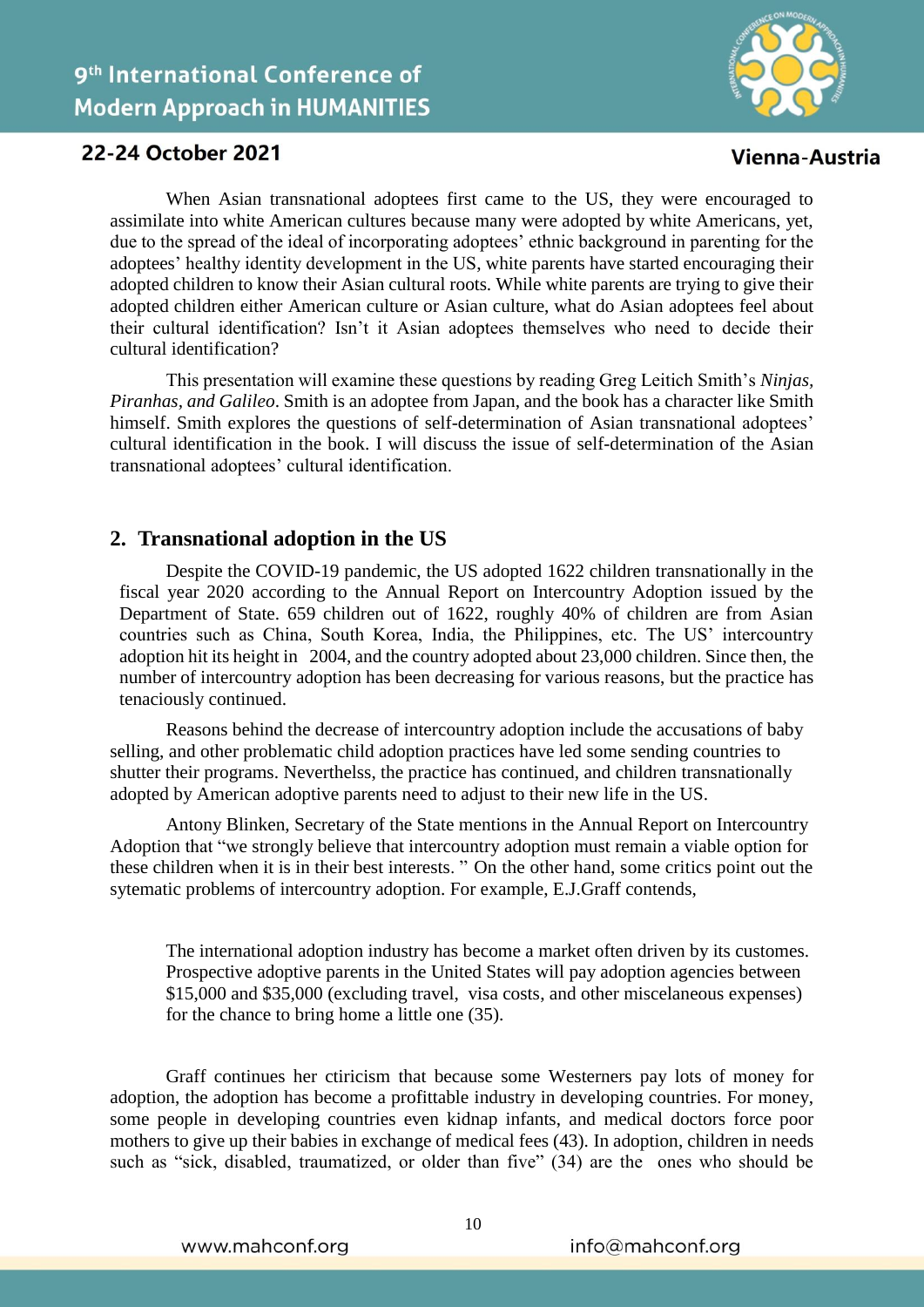When Asian transnational adoptees first came to the US, they were encouraged to assimilate into white American cultures because many were adopted by white Americans, yet, due to the spread of the ideal of incorporating adoptees' ethnic background in parenting for the adoptees' healthy identity development in the US, white parents have started encouraging their adopted children to know their Asian cultural roots. While white parents are trying to give their adopted children either American culture or Asian culture, what do Asian adoptees feel about their cultural identification? Isn't it Asian adoptees themselves who need to decide their cultural identification?

This presentation will examine these questions by reading Greg Leitich Smith's *Ninjas, Piranhas, and Galileo*. Smith is an adoptee from Japan, and the book has a character like Smith himself. Smith explores the questions of self-determination of Asian transnational adoptees' cultural identification in the book. I will discuss the issue of self-determination of the Asian transnational adoptees' cultural identification.

## 2. Transnational adoption in the US

Despite the COVID-19 pandemic, the US adopted 1622 children transnationally in the fiscal year 2020 according to the Annual Report on Intercountry Adoption issued by the Department of State. 659 children out of 1622, roughly 40% of children are from Asian countries such as China, South Korea, India, the Philippines, etc. The US' intercountry adoption hit its height in 2004, and the country adopted about 23,000 children. Since then, the number of intercountry adoption has been decreasing for various reasons, but the practice has tenaciously continued.

Reasons behind the decrease of intercountry adoption include the accusations of baby selling, and other problematic child adoption practices have led some sending countries to shutter their programs. Neverthelss, the practice has continued, and children transnationally adopted by American adoptive parents need to adjust to their new life in the US.

Antony Blinken, Secretary of the State mentions in the Annual Report on Intercountry Adoption that "we strongly believe that intercountry adoption must remain a viable option for these children when it is in their best interests. " On the other hand, some critics point out the sytematic problems of intercountry adoption. For example, E.J.Graff contends,

> The international adoption industry has become a market often driven by its customes. Prospective adoptive parents in the United States will pay adoption agencies between $15,000 and $35,000 (excluding travel, visa costs, and other miscelaneous expenses) for the chance to bring home a little one (35).

Graff continues her ctiricism that because some Westerners pay lots of money for adoption, the adoption has become a profittable industry in developing countries. For money, some people in developing countries even kidnap infants, and medical doctors force poor mothers to give up their babies in exchange of medical fees (43). In adoption, children in needs such as "sick, disabled, traumatized, or older than five" (34) are the ones who should be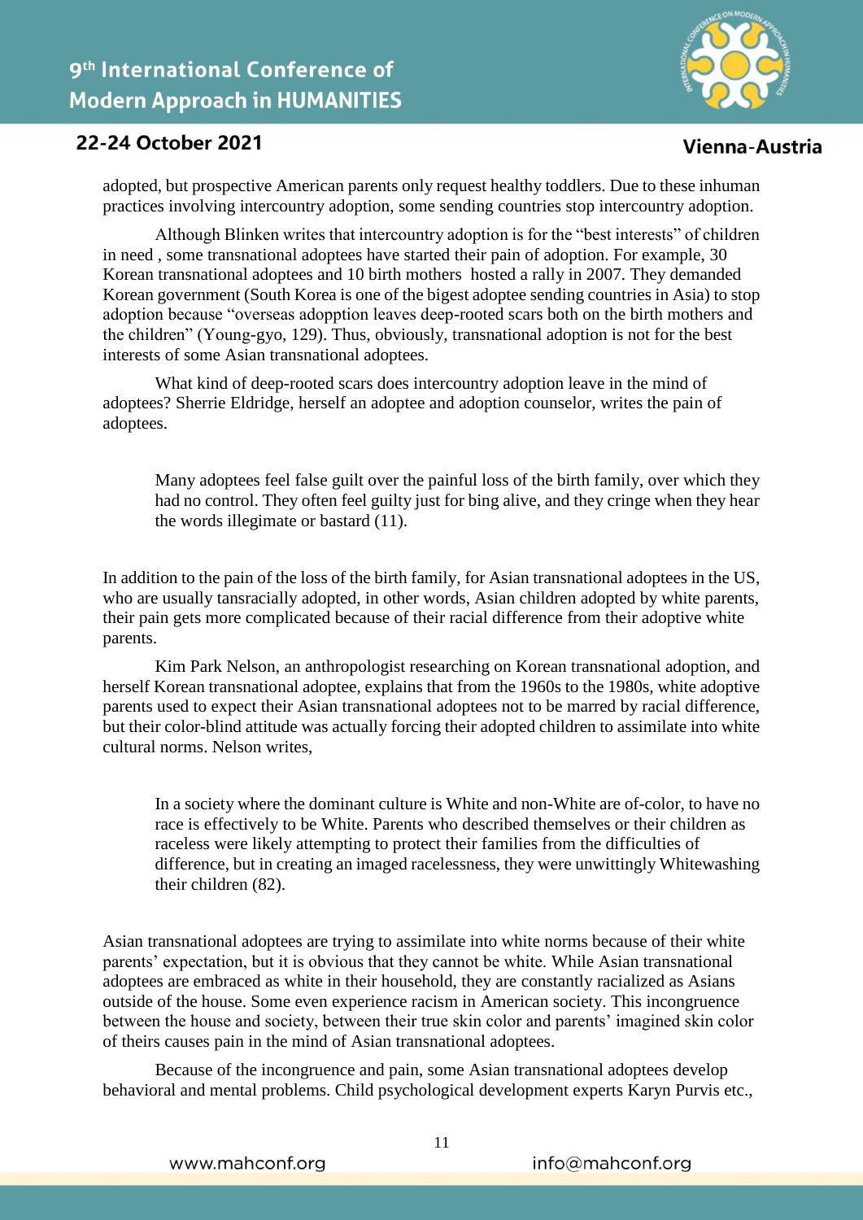adopted, but prospective American parents only request healthy toddlers. Due to these inhuman practices involving intercountry adoption, some sending countries stop intercountry adoption.

Although Blinken writes that intercountry adoption is for the "best interests" of children in need , some transnational adoptees have started their pain of adoption. For example, 30 Korean transnational adoptees and 10 birth mothers hosted a rally in 2007. They demanded Korean government (South Korea is one of the bigest adoptee sending countries in Asia) to stop adoption because "overseas adopption leaves deep-rooted scars both on the birth mothers and the children" (Young-gyo, 129). Thus, obviously, transnational adoption is not for the best interests of some Asian transnational adoptees.

What kind of deep-rooted scars does intercountry adoption leave in the mind of adoptees? Sherrie Eldridge, herself an adoptee and adoption counselor, writes the pain of adoptees.

> Many adoptees feel false guilt over the painful loss of the birth family, over which they had no control. They often feel guilty just for bing alive, and they cringe when they hear the words illegimate or bastard (11).

In addition to the pain of the loss of the birth family, for Asian transnational adoptees in the US, who are usually tansracially adopted, in other words, Asian children adopted by white parents, their pain gets more complicated because of their racial difference from their adoptive white parents.

Kim Park Nelson, an anthropologist researching on Korean transnational adoption, and herself Korean transnational adoptee, explains that from the 1960s to the 1980s, white adoptive parents used to expect their Asian transnational adoptees not to be marred by racial difference, but their color-blind attitude was actually forcing their adopted children to assimilate into white cultural norms. Nelson writes,

> In a society where the dominant culture is White and non-White are of-color, to have no race is effectively to be White. Parents who described themselves or their children as raceless were likely attempting to protect their families from the difficulties of difference, but in creating an imaged racelessness, they were unwittingly Whitewashing their children (82).

Asian transnational adoptees are trying to assimilate into white norms because of their white parents' expectation, but it is obvious that they cannot be white. While Asian transnational adoptees are embraced as white in their household, they are constantly racialized as Asians outside of the house. Some even experience racism in American society. This incongruence between the house and society, between their true skin color and parents' imagined skin color of theirs causes pain in the mind of Asian transnational adoptees.

Because of the incongruence and pain, some Asian transnational adoptees develop behavioral and mental problems. Child psychological development experts Karyn Purvis etc.,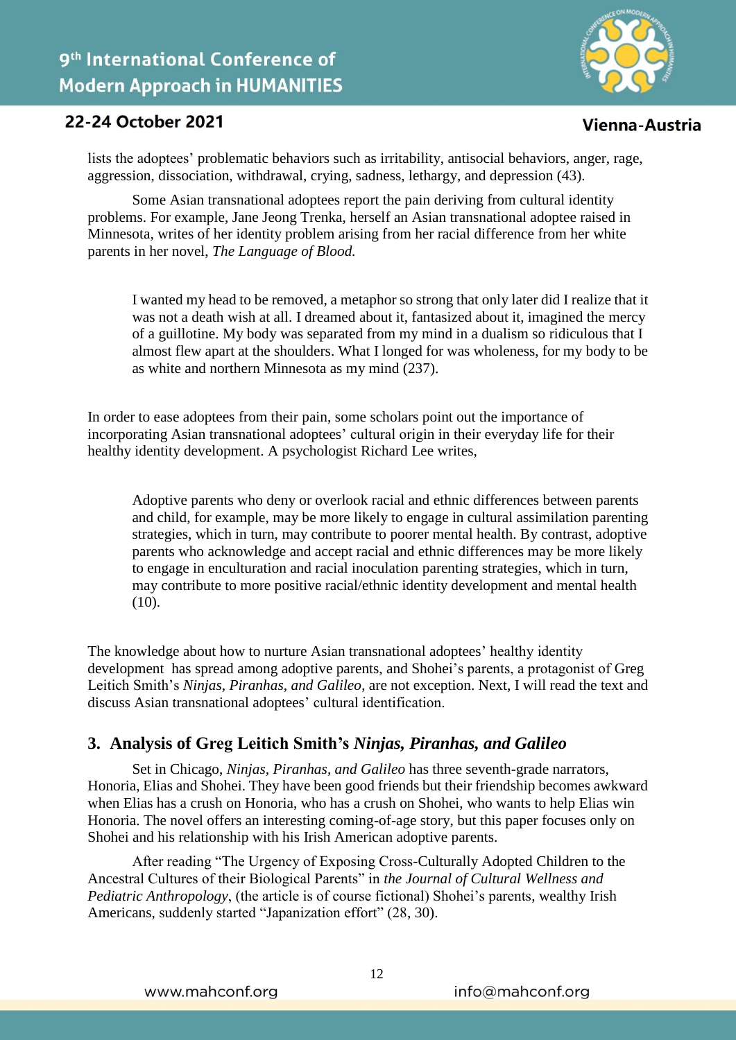lists the adoptees' problematic behaviors such as irritability, antisocial behaviors, anger, rage, aggression, dissociation, withdrawal, crying, sadness, lethargy, and depression (43).

Some Asian transnational adoptees report the pain deriving from cultural identity problems. For example, Jane Jeong Trenka, herself an Asian transnational adoptee raised in Minnesota, writes of her identity problem arising from her racial difference from her white parents in her novel, *The Language of Blood.*

> I wanted my head to be removed, a metaphor so strong that only later did I realize that it was not a death wish at all. I dreamed about it, fantasized about it, imagined the mercy of a guillotine. My body was separated from my mind in a dualism so ridiculous that I almost flew apart at the shoulders. What I longed for was wholeness, for my body to be as white and northern Minnesota as my mind (237).

In order to ease adoptees from their pain, some scholars point out the importance of incorporating Asian transnational adoptees' cultural origin in their everyday life for their healthy identity development. A psychologist Richard Lee writes,

> Adoptive parents who deny or overlook racial and ethnic differences between parents and child, for example, may be more likely to engage in cultural assimilation parenting strategies, which in turn, may contribute to poorer mental health. By contrast, adoptive parents who acknowledge and accept racial and ethnic differences may be more likely to engage in enculturation and racial inoculation parenting strategies, which in turn, may contribute to more positive racial/ethnic identity development and mental health (10).

The knowledge about how to nurture Asian transnational adoptees' healthy identity development has spread among adoptive parents, and Shohei's parents, a protagonist of Greg Leitich Smith's *Ninjas, Piranhas, and Galileo*, are not exception. Next, I will read the text and discuss Asian transnational adoptees' cultural identification.

## 3. Analysis of Greg Leitich Smith's *Ninjas, Piranhas, and Galileo*

Set in Chicago, *Ninjas, Piranhas, and Galileo* has three seventh-grade narrators, Honoria, Elias and Shohei. They have been good friends but their friendship becomes awkward when Elias has a crush on Honoria, who has a crush on Shohei, who wants to help Elias win Honoria. The novel offers an interesting coming-of-age story, but this paper focuses only on Shohei and his relationship with his Irish American adoptive parents.

After reading "The Urgency of Exposing Cross-Culturally Adopted Children to the Ancestral Cultures of their Biological Parents" in *the Journal of Cultural Wellness and Pediatric Anthropology*, (the article is of course fictional) Shohei's parents, wealthy Irish Americans, suddenly started "Japanization effort" (28, 30).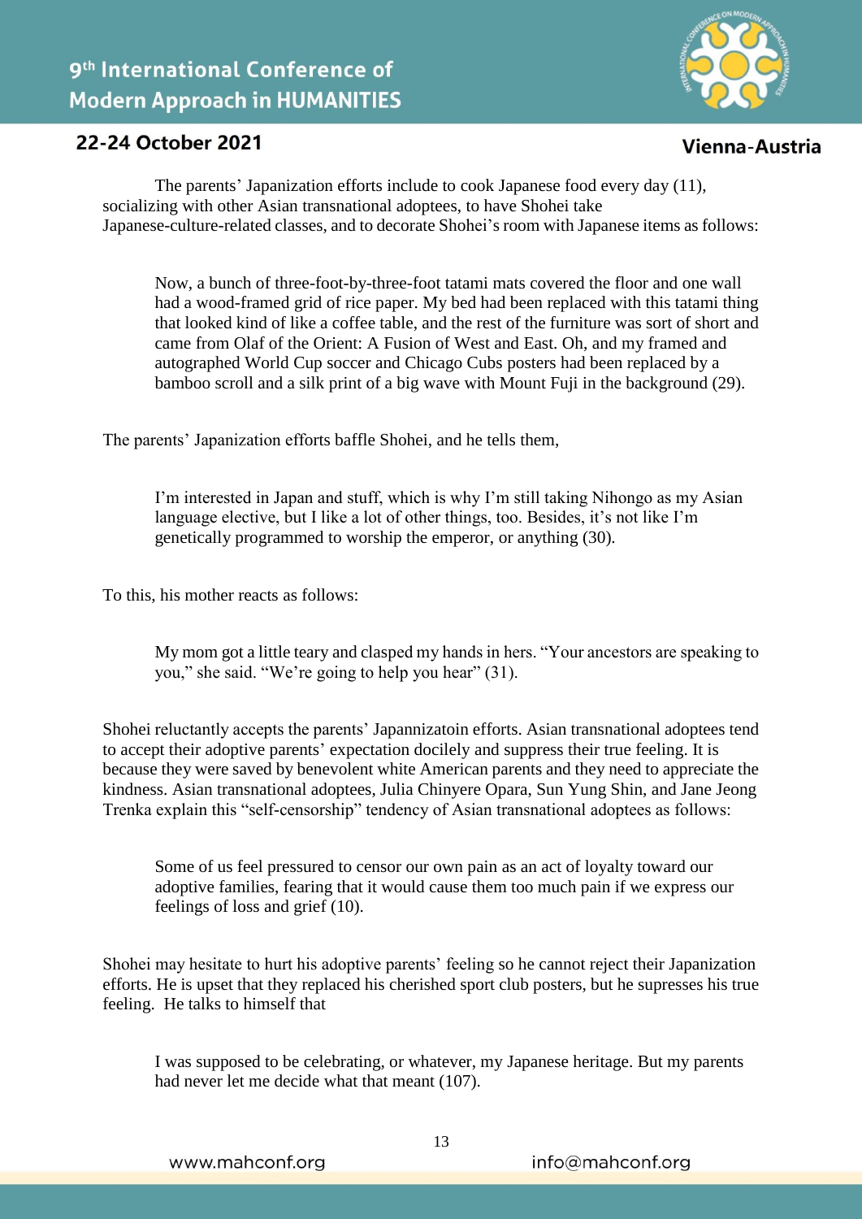The parents' Japanization efforts include to cook Japanese food every day (11), socializing with other Asian transnational adoptees, to have Shohei take Japanese-culture-related classes, and to decorate Shohei's room with Japanese items as follows:

> Now, a bunch of three-foot-by-three-foot tatami mats covered the floor and one wall had a wood-framed grid of rice paper. My bed had been replaced with this tatami thing that looked kind of like a coffee table, and the rest of the furniture was sort of short and came from Olaf of the Orient: A Fusion of West and East. Oh, and my framed and autographed World Cup soccer and Chicago Cubs posters had been replaced by a bamboo scroll and a silk print of a big wave with Mount Fuji in the background (29).

The parents' Japanization efforts baffle Shohei, and he tells them,

> I'm interested in Japan and stuff, which is why I'm still taking Nihongo as my Asian language elective, but I like a lot of other things, too. Besides, it's not like I'm genetically programmed to worship the emperor, or anything (30).

To this, his mother reacts as follows:

> My mom got a little teary and clasped my hands in hers. "Your ancestors are speaking to you," she said. "We're going to help you hear" (31).

Shohei reluctantly accepts the parents' Japannizatoin efforts. Asian transnational adoptees tend to accept their adoptive parents' expectation docilely and suppress their true feeling. It is because they were saved by benevolent white American parents and they need to appreciate the kindness. Asian transnational adoptees, Julia Chinyere Opara, Sun Yung Shin, and Jane Jeong Trenka explain this "self-censorship" tendency of Asian transnational adoptees as follows:

> Some of us feel pressured to censor our own pain as an act of loyalty toward our adoptive families, fearing that it would cause them too much pain if we express our feelings of loss and grief (10).

Shohei may hesitate to hurt his adoptive parents' feeling so he cannot reject their Japanization efforts. He is upset that they replaced his cherished sport club posters, but he supresses his true feeling. He talks to himself that

> I was supposed to be celebrating, or whatever, my Japanese heritage. But my parents had never let me decide what that meant (107).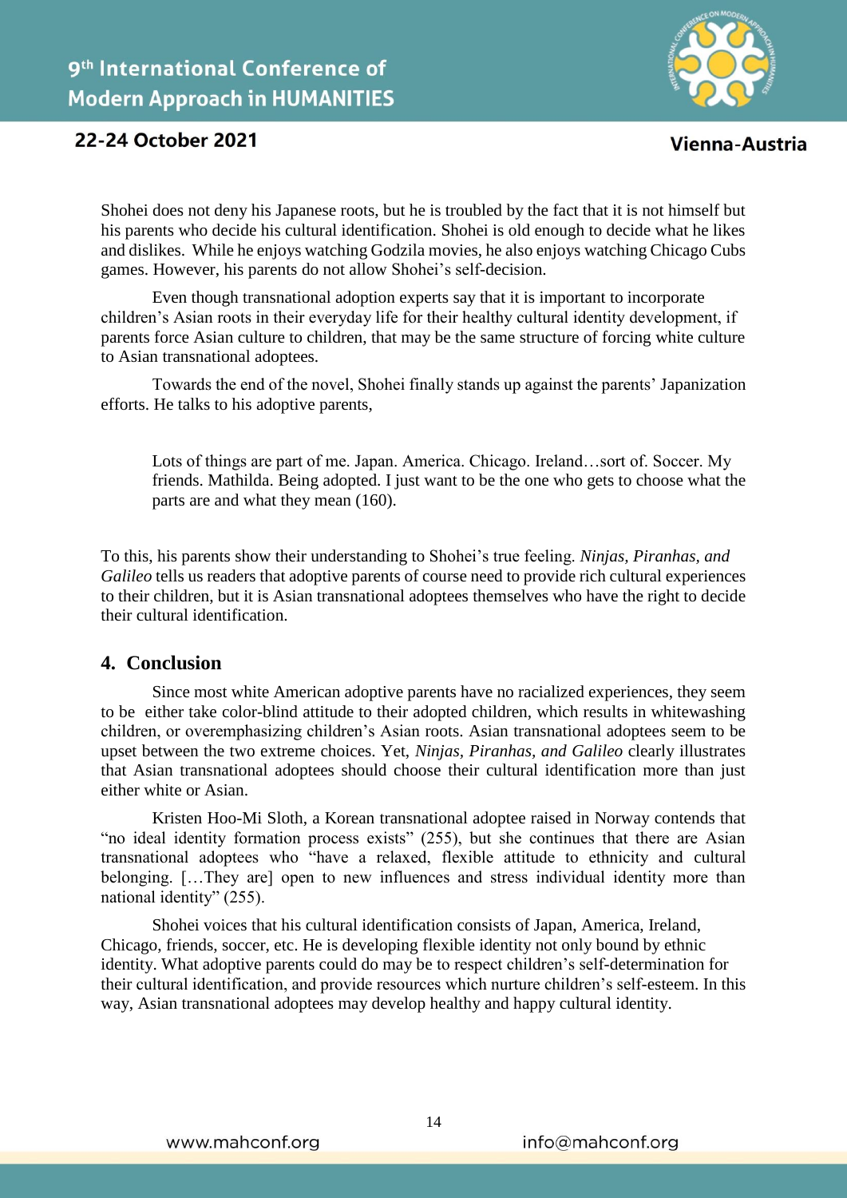Shohei does not deny his Japanese roots, but he is troubled by the fact that it is not himself but his parents who decide his cultural identification. Shohei is old enough to decide what he likes and dislikes. While he enjoys watching Godzila movies, he also enjoys watching Chicago Cubs games. However, his parents do not allow Shohei's self-decision.

Even though transnational adoption experts say that it is important to incorporate children's Asian roots in their everyday life for their healthy cultural identity development, if parents force Asian culture to children, that may be the same structure of forcing white culture to Asian transnational adoptees.

Towards the end of the novel, Shohei finally stands up against the parents' Japanization efforts. He talks to his adoptive parents,

> Lots of things are part of me. Japan. America. Chicago. Ireland…sort of. Soccer. My friends. Mathilda. Being adopted. I just want to be the one who gets to choose what the parts are and what they mean (160).

To this, his parents show their understanding to Shohei's true feeling. *Ninjas, Piranhas, and Galileo* tells us readers that adoptive parents of course need to provide rich cultural experiences to their children, but it is Asian transnational adoptees themselves who have the right to decide their cultural identification.

## 4. Conclusion

Since most white American adoptive parents have no racialized experiences, they seem to be either take color-blind attitude to their adopted children, which results in whitewashing children, or overemphasizing children's Asian roots. Asian transnational adoptees seem to be upset between the two extreme choices. Yet, *Ninjas, Piranhas, and Galileo* clearly illustrates that Asian transnational adoptees should choose their cultural identification more than just either white or Asian.

Kristen Hoo-Mi Sloth, a Korean transnational adoptee raised in Norway contends that "no ideal identity formation process exists" (255), but she continues that there are Asian transnational adoptees who "have a relaxed, flexible attitude to ethnicity and cultural belonging. […They are] open to new influences and stress individual identity more than national identity" (255).

Shohei voices that his cultural identification consists of Japan, America, Ireland, Chicago, friends, soccer, etc. He is developing flexible identity not only bound by ethnic identity. What adoptive parents could do may be to respect children's self-determination for their cultural identification, and provide resources which nurture children's self-esteem. In this way, Asian transnational adoptees may develop healthy and happy cultural identity.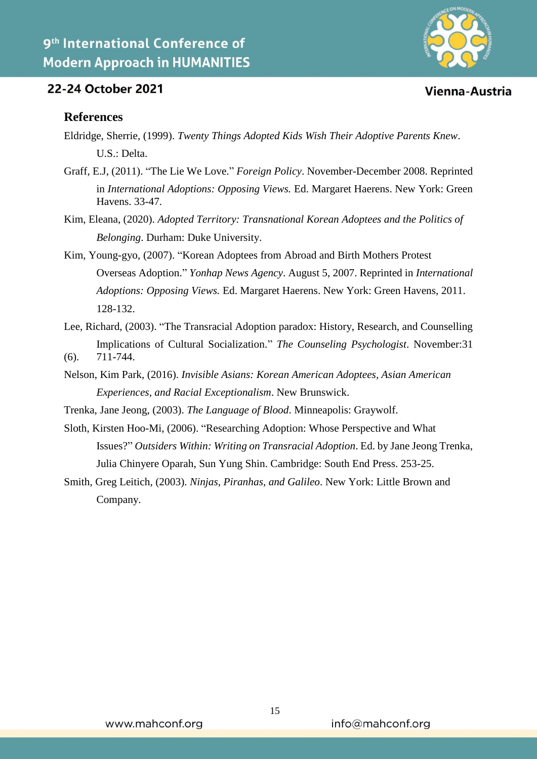## References

Eldridge, Sherrie, (1999). *Twenty Things Adopted Kids Wish Their Adoptive Parents Knew*. U.S.: Delta.

Graff, E.J, (2011). "The Lie We Love." *Foreign Policy*. November-December 2008. Reprinted in *International Adoptions: Opposing Views.* Ed. Margaret Haerens. New York: Green Havens. 33-47.

Kim, Eleana, (2020). *Adopted Territory: Transnational Korean Adoptees and the Politics of Belonging*. Durham: Duke University.

Kim, Young-gyo, (2007). "Korean Adoptees from Abroad and Birth Mothers Protest Overseas Adoption." *Yonhap News Agency*. August 5, 2007. Reprinted in *International Adoptions: Opposing Views.* Ed. Margaret Haerens. New York: Green Havens, 2011. 128-132.

Lee, Richard, (2003). "The Transracial Adoption paradox: History, Research, and Counselling Implications of Cultural Socialization." *The Counseling Psychologist*. November:31 (6). 711-744.

Nelson, Kim Park, (2016). *Invisible Asians: Korean American Adoptees, Asian American Experiences, and Racial Exceptionalism*. New Brunswick.

Trenka, Jane Jeong, (2003). *The Language of Blood*. Minneapolis: Graywolf.

Sloth, Kirsten Hoo-Mi, (2006). "Researching Adoption: Whose Perspective and What Issues?" *Outsiders Within: Writing on Transracial Adoption*. Ed. by Jane Jeong Trenka, Julia Chinyere Oparah, Sun Yung Shin. Cambridge: South End Press. 253-25.

Smith, Greg Leitich, (2003). *Ninjas, Piranhas, and Galileo*. New York: Little Brown and Company.